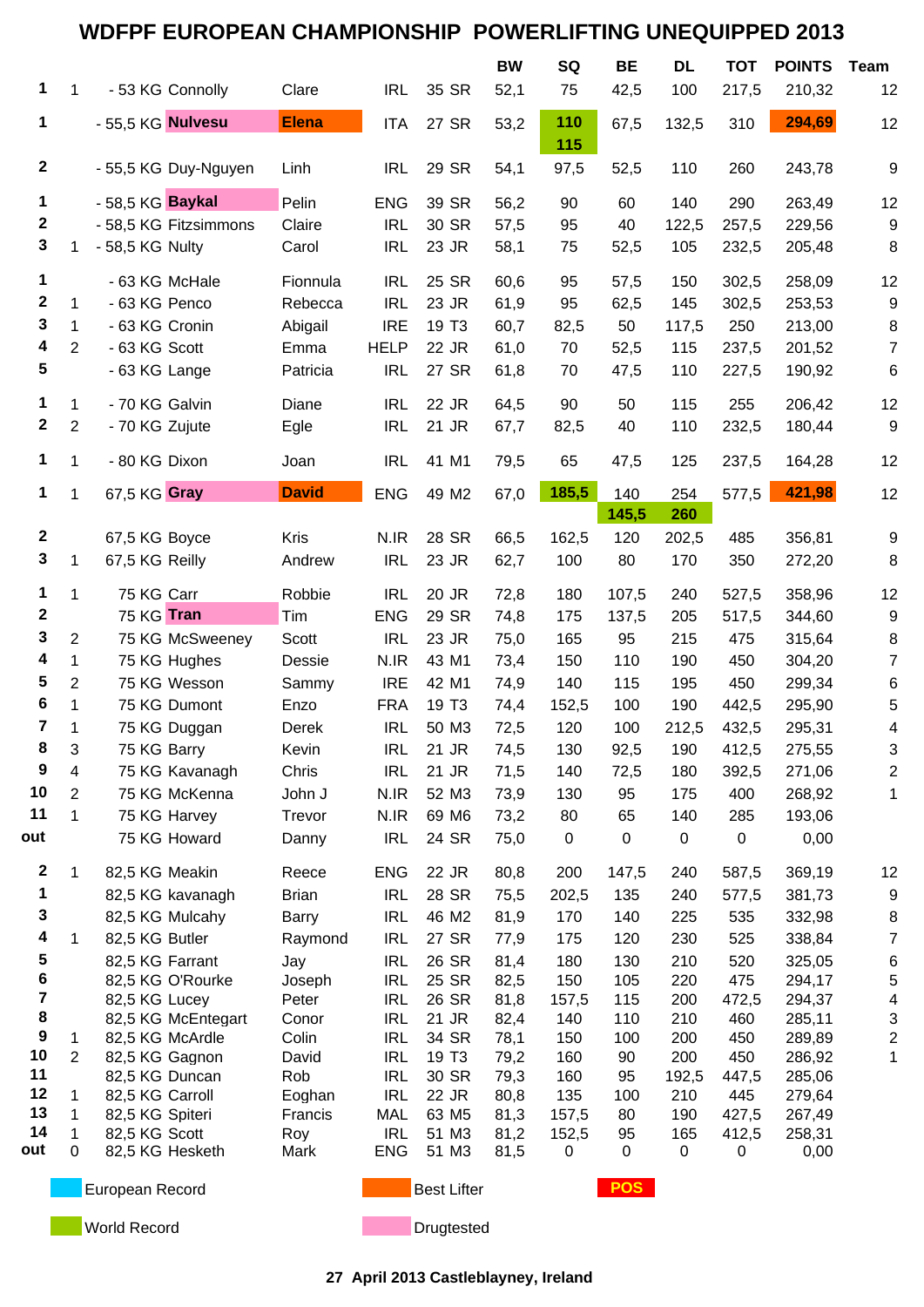# WDFPF EUROPEAN CHAMPIONSHIP POWERLIFTING UNEQUIPPED 2013

| Pos | Cat Pos | Class | Name | First Name | Nat | Age | Cat | BW | SQ | BE | DL | TOT | POINTS | Team |
|---|---|---|---|---|---|---|---|---|---|---|---|---|---|---|
| 1 | 1 | - 53 KG | Connolly | Clare | IRL | 35 | SR | 52,1 | 75 | 42,5 | 100 | 217,5 | 210,32 | 12 |
| 1 | | - 55,5 KG | **Nulvesu** | **Elena** | ITA | 27 | SR | 53,2 | **110** / **115** | 67,5 | 132,5 | 310 | **294,69** | 12 |
| 2 | | - 55,5 KG | Duy-Nguyen | Linh | IRL | 29 | SR | 54,1 | 97,5 | 52,5 | 110 | 260 | 243,78 | 9 |
| 1 | | - 58,5 KG | **Baykal** | Pelin | ENG | 39 | SR | 56,2 | 90 | 60 | 140 | 290 | 263,49 | 12 |
| 2 | | - 58,5 KG | Fitzsimmons | Claire | IRL | 30 | SR | 57,5 | 95 | 40 | 122,5 | 257,5 | 229,56 | 9 |
| 3 | 1 | - 58,5 KG | Nulty | Carol | IRL | 23 | JR | 58,1 | 75 | 52,5 | 105 | 232,5 | 205,48 | 8 |
| 1 | | - 63 KG | McHale | Fionnula | IRL | 25 | SR | 60,6 | 95 | 57,5 | 150 | 302,5 | 258,09 | 12 |
| 2 | 1 | - 63 KG | Penco | Rebecca | IRL | 23 | JR | 61,9 | 95 | 62,5 | 145 | 302,5 | 253,53 | 9 |
| 3 | 1 | - 63 KG | Cronin | Abigail | IRE | 19 | T3 | 60,7 | 82,5 | 50 | 117,5 | 250 | 213,00 | 8 |
| 4 | 2 | - 63 KG | Scott | Emma | HELP | 22 | JR | 61,0 | 70 | 52,5 | 115 | 237,5 | 201,52 | 7 |
| 5 | | - 63 KG | Lange | Patricia | IRL | 27 | SR | 61,8 | 70 | 47,5 | 110 | 227,5 | 190,92 | 6 |
| 1 | 1 | - 70 KG | Galvin | Diane | IRL | 22 | JR | 64,5 | 90 | 50 | 115 | 255 | 206,42 | 12 |
| 2 | 2 | - 70 KG | Zujute | Egle | IRL | 21 | JR | 67,7 | 82,5 | 40 | 110 | 232,5 | 180,44 | 9 |
| 1 | 1 | - 80 KG | Dixon | Joan | IRL | 41 | M1 | 79,5 | 65 | 47,5 | 125 | 237,5 | 164,28 | 12 |
| 1 | 1 | 67,5 KG | **Gray** | **David** | ENG | 49 | M2 | 67,0 | **185,5** | 140 / **145,5** | 254 / **260** | 577,5 | **421,98** | 12 |
| 2 | | 67,5 KG | Boyce | Kris | N.IR | 28 | SR | 66,5 | 162,5 | 120 | 202,5 | 485 | 356,81 | 9 |
| 3 | 1 | 67,5 KG | Reilly | Andrew | IRL | 23 | JR | 62,7 | 100 | 80 | 170 | 350 | 272,20 | 8 |
| 1 | 1 | 75 KG | Carr | Robbie | IRL | 20 | JR | 72,8 | 180 | 107,5 | 240 | 527,5 | 358,96 | 12 |
| 2 | | 75 KG | **Tran** | Tim | ENG | 29 | SR | 74,8 | 175 | 137,5 | 205 | 517,5 | 344,60 | 9 |
| 3 | 2 | 75 KG | McSweeney | Scott | IRL | 23 | JR | 75,0 | 165 | 95 | 215 | 475 | 315,64 | 8 |
| 4 | 1 | 75 KG | Hughes | Dessie | N.IR | 43 | M1 | 73,4 | 150 | 110 | 190 | 450 | 304,20 | 7 |
| 5 | 2 | 75 KG | Wesson | Sammy | IRE | 42 | M1 | 74,9 | 140 | 115 | 195 | 450 | 299,34 | 6 |
| 6 | 1 | 75 KG | Dumont | Enzo | FRA | 19 | T3 | 74,4 | 152,5 | 100 | 190 | 442,5 | 295,90 | 5 |
| 7 | 1 | 75 KG | Duggan | Derek | IRL | 50 | M3 | 72,5 | 120 | 100 | 212,5 | 432,5 | 295,31 | 4 |
| 8 | 3 | 75 KG | Barry | Kevin | IRL | 21 | JR | 74,5 | 130 | 92,5 | 190 | 412,5 | 275,55 | 3 |
| 9 | 4 | 75 KG | Kavanagh | Chris | IRL | 21 | JR | 71,5 | 140 | 72,5 | 180 | 392,5 | 271,06 | 2 |
| 10 | 2 | 75 KG | McKenna | John J | N.IR | 52 | M3 | 73,9 | 130 | 95 | 175 | 400 | 268,92 | 1 |
| 11 | 1 | 75 KG | Harvey | Trevor | N.IR | 69 | M6 | 73,2 | 80 | 65 | 140 | 285 | 193,06 | |
| out | | 75 KG | Howard | Danny | IRL | 24 | SR | 75,0 | 0 | 0 | 0 | 0 | 0,00 | |
| 2 | 1 | 82,5 KG | Meakin | Reece | ENG | 22 | JR | 80,8 | 200 | 147,5 | 240 | 587,5 | 369,19 | 12 |
| 1 | | 82,5 KG | kavanagh | Brian | IRL | 28 | SR | 75,5 | 202,5 | 135 | 240 | 577,5 | 381,73 | 9 |
| 3 | | 82,5 KG | Mulcahy | Barry | IRL | 46 | M2 | 81,9 | 170 | 140 | 225 | 535 | 332,98 | 8 |
| 4 | 1 | 82,5 KG | Butler | Raymond | IRL | 27 | SR | 77,9 | 175 | 120 | 230 | 525 | 338,84 | 7 |
| 5 | | 82,5 KG | Farrant | Jay | IRL | 26 | SR | 81,4 | 180 | 130 | 210 | 520 | 325,05 | 6 |
| 6 | | 82,5 KG | O'Rourke | Joseph | IRL | 25 | SR | 82,5 | 150 | 105 | 220 | 475 | 294,17 | 5 |
| 7 | | 82,5 KG | Lucey | Peter | IRL | 26 | SR | 81,8 | 157,5 | 115 | 200 | 472,5 | 294,37 | 4 |
| 8 | | 82,5 KG | McEntegart | Conor | IRL | 21 | JR | 82,4 | 140 | 110 | 210 | 460 | 285,11 | 3 |
| 9 | 1 | 82,5 KG | McArdle | Colin | IRL | 34 | SR | 78,1 | 150 | 100 | 200 | 450 | 289,89 | 2 |
| 10 | 2 | 82,5 KG | Gagnon | David | IRL | 19 | T3 | 79,2 | 160 | 90 | 200 | 450 | 286,92 | 1 |
| 11 | | 82,5 KG | Duncan | Rob | IRL | 30 | SR | 79,3 | 160 | 95 | 192,5 | 447,5 | 285,06 | |
| 12 | 1 | 82,5 KG | Carroll | Eoghan | IRL | 22 | JR | 80,8 | 135 | 100 | 210 | 445 | 279,64 | |
| 13 | 1 | 82,5 KG | Spiteri | Francis | MAL | 63 | M5 | 81,3 | 157,5 | 80 | 190 | 427,5 | 267,49 | |
| 14 | 1 | 82,5 KG | Scott | Roy | IRL | 51 | M3 | 81,2 | 152,5 | 95 | 165 | 412,5 | 258,31 | |
| out | 0 | 82,5 KG | Hesketh | Mark | ENG | 51 | M3 | 81,5 | 0 | 0 | 0 | 0 | 0,00 | |

European Record — Best Lifter — **POS**

World Record — Drugtested

27 April 2013 Castleblayney, Ireland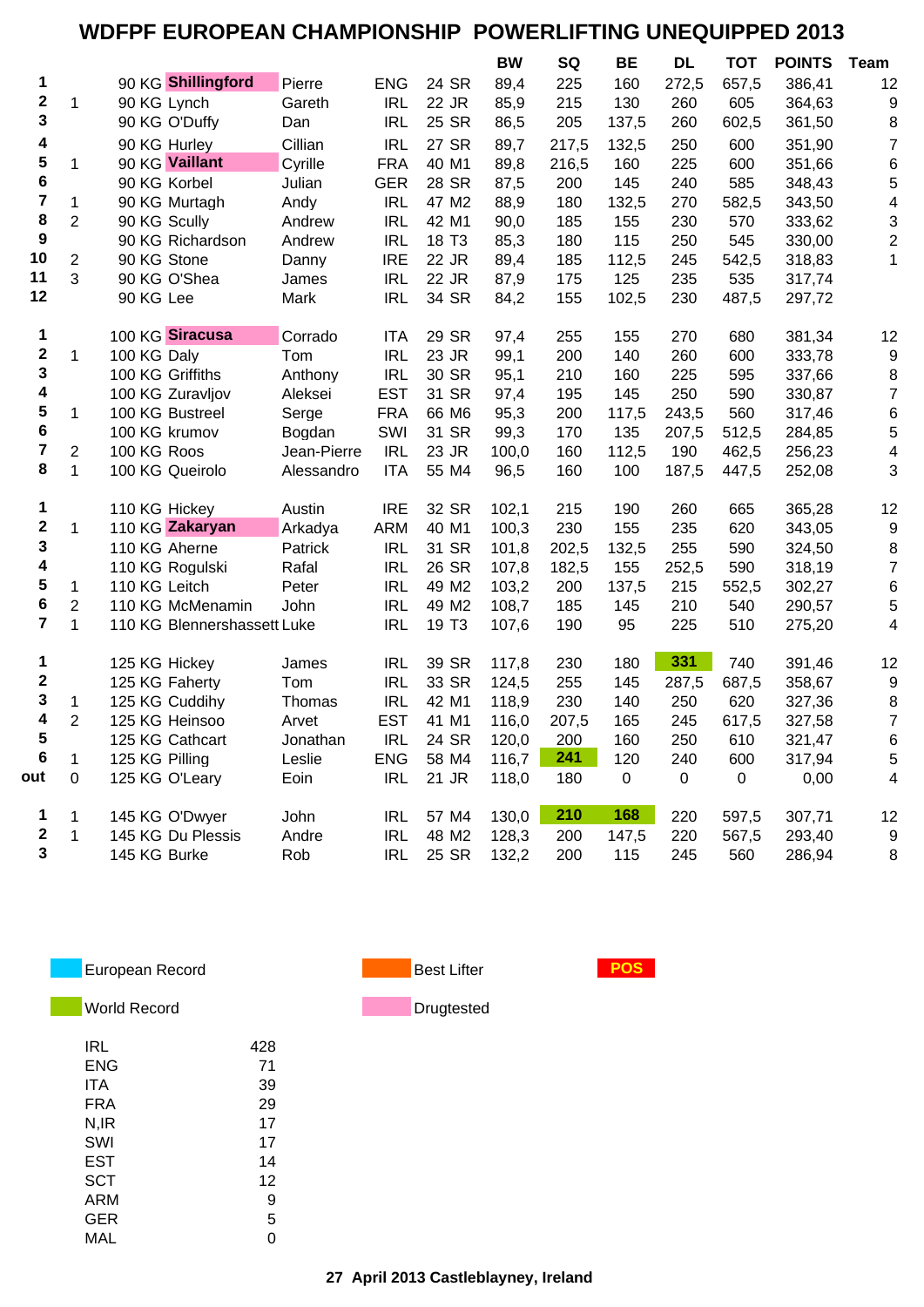# WDFPF EUROPEAN CHAMPIONSHIP POWERLIFTING UNEQUIPPED 2013

| | | | | | | | | BW | SQ | BE | DL | TOT | POINTS | Team |
|---|---|---|---|---|---|---|---|---|---|---|---|---|---|---|
| 1 | | 90 KG | **Shillingford** | Pierre | ENG | 24 | SR | 89,4 | 225 | 160 | 272,5 | 657,5 | 386,41 | 12 |
| 2 | 1 | 90 KG | Lynch | Gareth | IRL | 22 | JR | 85,9 | 215 | 130 | 260 | 605 | 364,63 | 9 |
| 3 | | 90 KG | O'Duffy | Dan | IRL | 25 | SR | 86,5 | 205 | 137,5 | 260 | 602,5 | 361,50 | 8 |
| 4 | | 90 KG | Hurley | Cillian | IRL | 27 | SR | 89,7 | 217,5 | 132,5 | 250 | 600 | 351,90 | 7 |
| 5 | 1 | 90 KG | **Vaillant** | Cyrille | FRA | 40 | M1 | 89,8 | 216,5 | 160 | 225 | 600 | 351,66 | 6 |
| 6 | | 90 KG | Korbel | Julian | GER | 28 | SR | 87,5 | 200 | 145 | 240 | 585 | 348,43 | 5 |
| 7 | 1 | 90 KG | Murtagh | Andy | IRL | 47 | M2 | 88,9 | 180 | 132,5 | 270 | 582,5 | 343,50 | 4 |
| 8 | 2 | 90 KG | Scully | Andrew | IRL | 42 | M1 | 90,0 | 185 | 155 | 230 | 570 | 333,62 | 3 |
| 9 | | 90 KG | Richardson | Andrew | IRL | 18 | T3 | 85,3 | 180 | 115 | 250 | 545 | 330,00 | 2 |
| 10 | 2 | 90 KG | Stone | Danny | IRE | 22 | JR | 89,4 | 185 | 112,5 | 245 | 542,5 | 318,83 | 1 |
| 11 | 3 | 90 KG | O'Shea | James | IRL | 22 | JR | 87,9 | 175 | 125 | 235 | 535 | 317,74 | |
| 12 | | 90 KG | Lee | Mark | IRL | 34 | SR | 84,2 | 155 | 102,5 | 230 | 487,5 | 297,72 | |
| 1 | | 100 KG | **Siracusa** | Corrado | ITA | 29 | SR | 97,4 | 255 | 155 | 270 | 680 | 381,34 | 12 |
| 2 | 1 | 100 KG | Daly | Tom | IRL | 23 | JR | 99,1 | 200 | 140 | 260 | 600 | 333,78 | 9 |
| 3 | | 100 KG | Griffiths | Anthony | IRL | 30 | SR | 95,1 | 210 | 160 | 225 | 595 | 337,66 | 8 |
| 4 | | 100 KG | Zuravljov | Aleksei | EST | 31 | SR | 97,4 | 195 | 145 | 250 | 590 | 330,87 | 7 |
| 5 | 1 | 100 KG | Bustreel | Serge | FRA | 66 | M6 | 95,3 | 200 | 117,5 | 243,5 | 560 | 317,46 | 6 |
| 6 | | 100 KG | krumov | Bogdan | SWI | 31 | SR | 99,3 | 170 | 135 | 207,5 | 512,5 | 284,85 | 5 |
| 7 | 2 | 100 KG | Roos | Jean-Pierre | IRL | 23 | JR | 100,0 | 160 | 112,5 | 190 | 462,5 | 256,23 | 4 |
| 8 | 1 | 100 KG | Queirolo | Alessandro | ITA | 55 | M4 | 96,5 | 160 | 100 | 187,5 | 447,5 | 252,08 | 3 |
| 1 | | 110 KG | Hickey | Austin | IRE | 32 | SR | 102,1 | 215 | 190 | 260 | 665 | 365,28 | 12 |
| 2 | 1 | 110 KG | **Zakaryan** | Arkadya | ARM | 40 | M1 | 100,3 | 230 | 155 | 235 | 620 | 343,05 | 9 |
| 3 | | 110 KG | Aherne | Patrick | IRL | 31 | SR | 101,8 | 202,5 | 132,5 | 255 | 590 | 324,50 | 8 |
| 4 | | 110 KG | Rogulski | Rafal | IRL | 26 | SR | 107,8 | 182,5 | 155 | 252,5 | 590 | 318,19 | 7 |
| 5 | 1 | 110 KG | Leitch | Peter | IRL | 49 | M2 | 103,2 | 200 | 137,5 | 215 | 552,5 | 302,27 | 6 |
| 6 | 2 | 110 KG | McMenamin | John | IRL | 49 | M2 | 108,7 | 185 | 145 | 210 | 540 | 290,57 | 5 |
| 7 | 1 | 110 KG | Blennershassett | Luke | IRL | 19 | T3 | 107,6 | 190 | 95 | 225 | 510 | 275,20 | 4 |
| 1 | | 125 KG | Hickey | James | IRL | 39 | SR | 117,8 | 230 | 180 | **331** | 740 | 391,46 | 12 |
| 2 | | 125 KG | Faherty | Tom | IRL | 33 | SR | 124,5 | 255 | 145 | 287,5 | 687,5 | 358,67 | 9 |
| 3 | 1 | 125 KG | Cuddihy | Thomas | IRL | 42 | M1 | 118,9 | 230 | 140 | 250 | 620 | 327,36 | 8 |
| 4 | 2 | 125 KG | Heinsoo | Arvet | EST | 41 | M1 | 116,0 | 207,5 | 165 | 245 | 617,5 | 327,58 | 7 |
| 5 | | 125 KG | Cathcart | Jonathan | IRL | 24 | SR | 120,0 | 200 | 160 | 250 | 610 | 321,47 | 6 |
| 6 | 1 | 125 KG | Pilling | Leslie | ENG | 58 | M4 | 116,7 | **241** | 120 | 240 | 600 | 317,94 | 5 |
| out | 0 | 125 KG | O'Leary | Eoin | IRL | 21 | JR | 118,0 | 180 | 0 | 0 | 0 | 0,00 | 4 |
| 1 | 1 | 145 KG | O'Dwyer | John | IRL | 57 | M4 | 130,0 | **210** | **168** | 220 | 597,5 | 307,71 | 12 |
| 2 | 1 | 145 KG | Du Plessis | Andre | IRL | 48 | M2 | 128,3 | 200 | 147,5 | 220 | 567,5 | 293,40 | 9 |
| 3 | | 145 KG | Burke | Rob | IRL | 25 | SR | 132,2 | 200 | 115 | 245 | 560 | 286,94 | 8 |

Legend: European Record; World Record; Best Lifter; Drugtested; POS

| | |
|---|---|
| IRL | 428 |
| ENG | 71 |
| ITA | 39 |
| FRA | 29 |
| N,IR | 17 |
| SWI | 17 |
| EST | 14 |
| SCT | 12 |
| ARM | 9 |
| GER | 5 |
| MAL | 0 |

**27 April 2013 Castleblayney, Ireland**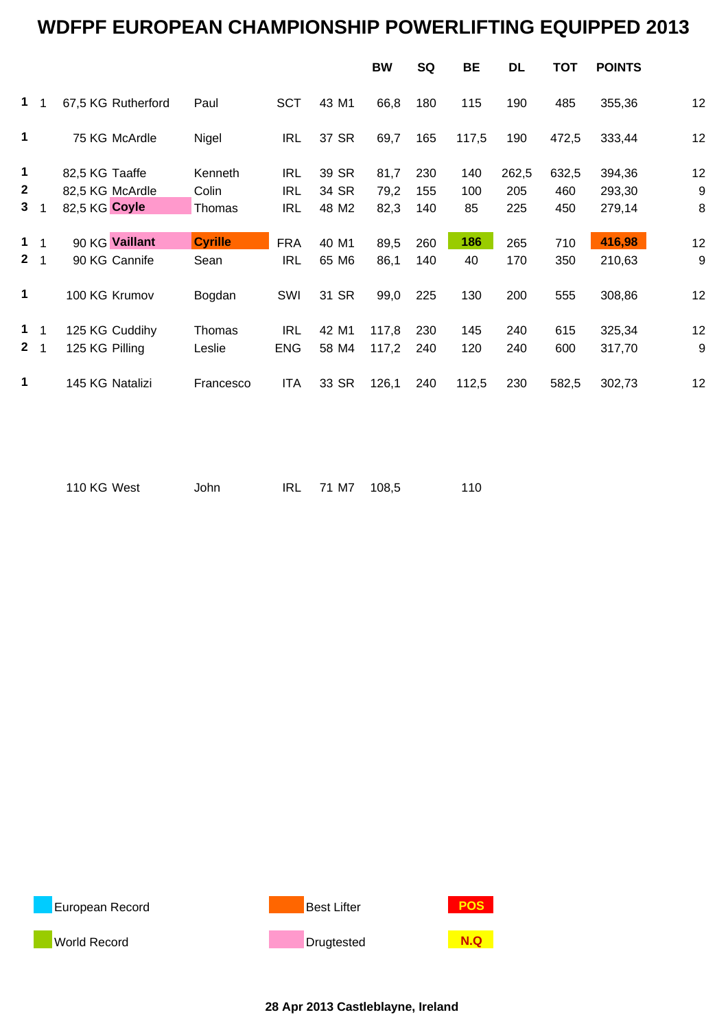# WDFPF EUROPEAN CHAMPIONSHIP POWERLIFTING EQUIPPED 2013

| | | | | | | | | BW | SQ | BE | DL | TOT | POINTS | |
|---|---|---|---|---|---|---|---|---|---|---|---|---|---|---|
| **1** | 1 | 67,5 KG | Rutherford | Paul | SCT | 43 | M1 | 66,8 | 180 | 115 | 190 | 485 | 355,36 | 12 |
| **1** | | 75 KG | McArdle | Nigel | IRL | 37 | SR | 69,7 | 165 | 117,5 | 190 | 472,5 | 333,44 | 12 |
| **1** | | 82,5 KG | Taaffe | Kenneth | IRL | 39 | SR | 81,7 | 230 | 140 | 262,5 | 632,5 | 394,36 | 12 |
| **2** | | 82,5 KG | McArdle | Colin | IRL | 34 | SR | 79,2 | 155 | 100 | 205 | 460 | 293,30 | 9 |
| **3** | 1 | 82,5 KG | **Coyle** | Thomas | IRL | 48 | M2 | 82,3 | 140 | 85 | 225 | 450 | 279,14 | 8 |
| **1** | 1 | 90 KG | **Vaillant** | **Cyrille** | FRA | 40 | M1 | 89,5 | 260 | **186** | 265 | 710 | **416,98** | 12 |
| **2** | 1 | 90 KG | Cannife | Sean | IRL | 65 | M6 | 86,1 | 140 | 40 | 170 | 350 | 210,63 | 9 |
| **1** | | 100 KG | Krumov | Bogdan | SWI | 31 | SR | 99,0 | 225 | 130 | 200 | 555 | 308,86 | 12 |
| **1** | 1 | 125 KG | Cuddihy | Thomas | IRL | 42 | M1 | 117,8 | 230 | 145 | 240 | 615 | 325,34 | 12 |
| **2** | 1 | 125 KG | Pilling | Leslie | ENG | 58 | M4 | 117,2 | 240 | 120 | 240 | 600 | 317,70 | 9 |
| **1** | | 145 KG | Natalizi | Francesco | ITA | 33 | SR | 126,1 | 240 | 112,5 | 230 | 582,5 | 302,73 | 12 |
| | | 110 KG | West | John | IRL | 71 | M7 | 108,5 | | 110 | | | | |

European Record

World Record

Best Lifter

Drugtested

POS

N.Q

**28 Apr 2013 Castleblayne, Ireland**